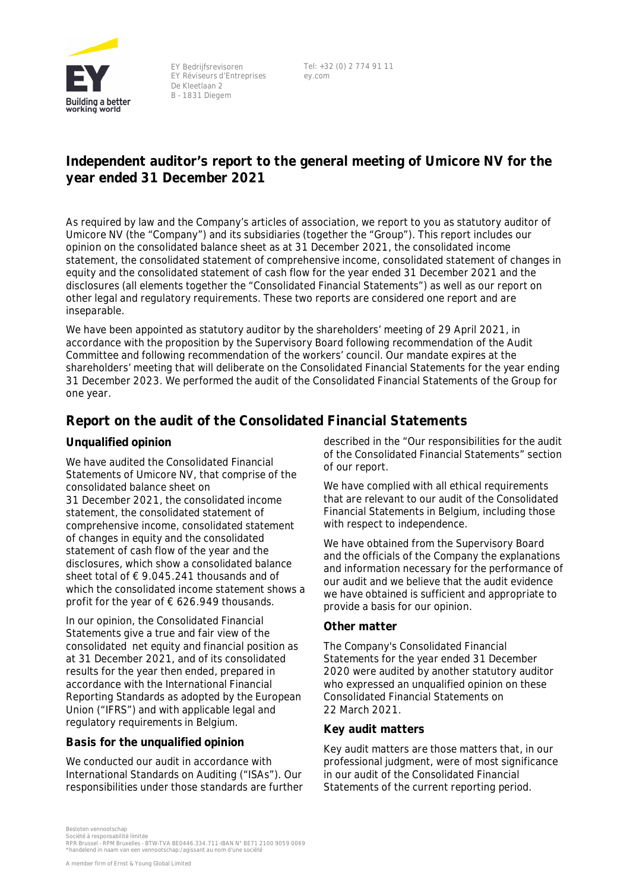EY Bedrijfsrevisoren
EY Réviseurs d'Entreprises
De Kleetlaan 2
B - 1831 Diegem

Tel: +32 (0) 2 774 91 11
ey.com

# Independent auditor's report to the general meeting of Umicore NV for the year ended 31 December 2021

As required by law and the Company's articles of association, we report to you as statutory auditor of Umicore NV (the "Company") and its subsidiaries (together the "Group"). This report includes our opinion on the consolidated balance sheet as at 31 December 2021, the consolidated income statement, the consolidated statement of comprehensive income, consolidated statement of changes in equity and the consolidated statement of cash flow for the year ended 31 December 2021 and the disclosures (all elements together the "Consolidated Financial Statements") as well as our report on other legal and regulatory requirements. These two reports are considered one report and are inseparable.

We have been appointed as statutory auditor by the shareholders' meeting of 29 April 2021, in accordance with the proposition by the Supervisory Board following recommendation of the Audit Committee and following recommendation of the workers' council. Our mandate expires at the shareholders' meeting that will deliberate on the Consolidated Financial Statements for the year ending 31 December 2023. We performed the audit of the Consolidated Financial Statements of the Group for one year.

## Report on the audit of the Consolidated Financial Statements

### Unqualified opinion

We have audited the Consolidated Financial Statements of Umicore NV, that comprise of the consolidated balance sheet on 31 December 2021, the consolidated income statement, the consolidated statement of comprehensive income, consolidated statement of changes in equity and the consolidated statement of cash flow of the year and the disclosures, which show a consolidated balance sheet total of € 9.045.241 thousands and of which the consolidated income statement shows a profit for the year of € 626.949 thousands.

In our opinion, the Consolidated Financial Statements give a true and fair view of the consolidated net equity and financial position as at 31 December 2021, and of its consolidated results for the year then ended, prepared in accordance with the International Financial Reporting Standards as adopted by the European Union ("IFRS") and with applicable legal and regulatory requirements in Belgium.

### Basis for the unqualified opinion

We conducted our audit in accordance with International Standards on Auditing ("ISAs"). Our responsibilities under those standards are further described in the "Our responsibilities for the audit of the Consolidated Financial Statements" section of our report.

We have complied with all ethical requirements that are relevant to our audit of the Consolidated Financial Statements in Belgium, including those with respect to independence.

We have obtained from the Supervisory Board and the officials of the Company the explanations and information necessary for the performance of our audit and we believe that the audit evidence we have obtained is sufficient and appropriate to provide a basis for our opinion.

### Other matter

The Company's Consolidated Financial Statements for the year ended 31 December 2020 were audited by another statutory auditor who expressed an unqualified opinion on these Consolidated Financial Statements on 22 March 2021.

### Key audit matters

Key audit matters are those matters that, in our professional judgment, were of most significance in our audit of the Consolidated Financial Statements of the current reporting period.

Besloten vennootschap
Société à responsabilité limitée
RPR Brussel - RPM Bruxelles - BTW-TVA BE0446.334.711-IBAN N° BE71 2100 9059 0069
*handelend in naam van een vennootschap:/agissant au nom d'une société

A member firm of Ernst & Young Global Limited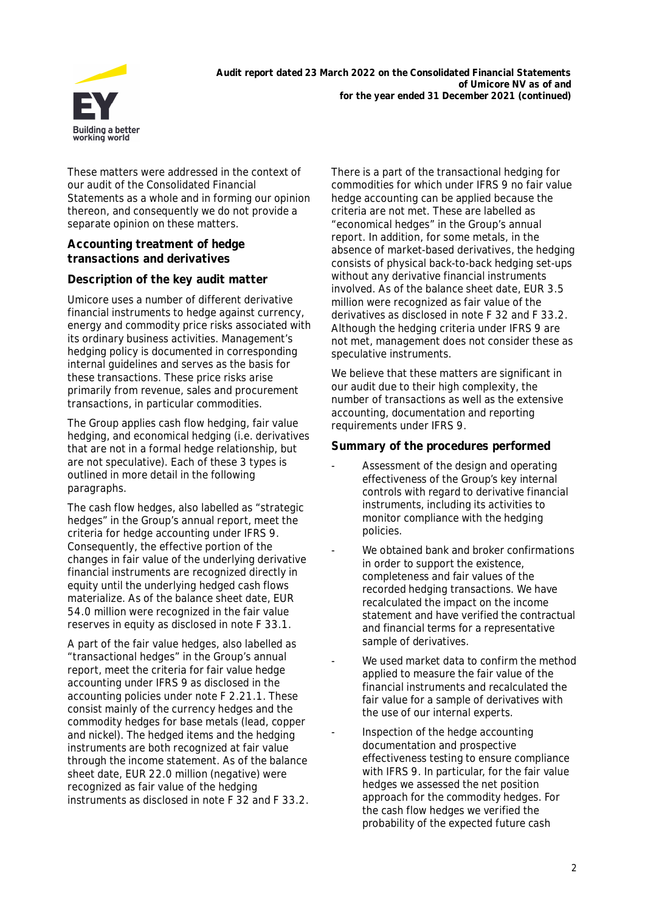These matters were addressed in the context of our audit of the Consolidated Financial Statements as a whole and in forming our opinion thereon, and consequently we do not provide a separate opinion on these matters.

### Accounting treatment of hedge transactions and derivatives

#### Description of the key audit matter

Umicore uses a number of different derivative financial instruments to hedge against currency, energy and commodity price risks associated with its ordinary business activities. Management's hedging policy is documented in corresponding internal guidelines and serves as the basis for these transactions. These price risks arise primarily from revenue, sales and procurement transactions, in particular commodities.

The Group applies cash flow hedging, fair value hedging, and economical hedging (i.e. derivatives that are not in a formal hedge relationship, but are not speculative). Each of these 3 types is outlined in more detail in the following paragraphs.

The cash flow hedges, also labelled as "strategic hedges" in the Group's annual report, meet the criteria for hedge accounting under IFRS 9. Consequently, the effective portion of the changes in fair value of the underlying derivative financial instruments are recognized directly in equity until the underlying hedged cash flows materialize. As of the balance sheet date, EUR 54.0 million were recognized in the fair value reserves in equity as disclosed in note F 33.1.

A part of the fair value hedges, also labelled as "transactional hedges" in the Group's annual report, meet the criteria for fair value hedge accounting under IFRS 9 as disclosed in the accounting policies under note F 2.21.1. These consist mainly of the currency hedges and the commodity hedges for base metals (lead, copper and nickel). The hedged items and the hedging instruments are both recognized at fair value through the income statement. As of the balance sheet date, EUR 22.0 million (negative) were recognized as fair value of the hedging instruments as disclosed in note F 32 and F 33.2.

There is a part of the transactional hedging for commodities for which under IFRS 9 no fair value hedge accounting can be applied because the criteria are not met. These are labelled as "economical hedges" in the Group's annual report. In addition, for some metals, in the absence of market-based derivatives, the hedging consists of physical back-to-back hedging set-ups without any derivative financial instruments involved. As of the balance sheet date, EUR 3.5 million were recognized as fair value of the derivatives as disclosed in note F 32 and F 33.2. Although the hedging criteria under IFRS 9 are not met, management does not consider these as speculative instruments.

We believe that these matters are significant in our audit due to their high complexity, the number of transactions as well as the extensive accounting, documentation and reporting requirements under IFRS 9.

#### Summary of the procedures performed

- Assessment of the design and operating effectiveness of the Group's key internal controls with regard to derivative financial instruments, including its activities to monitor compliance with the hedging policies.
- We obtained bank and broker confirmations in order to support the existence, completeness and fair values of the recorded hedging transactions. We have recalculated the impact on the income statement and have verified the contractual and financial terms for a representative sample of derivatives.
- We used market data to confirm the method applied to measure the fair value of the financial instruments and recalculated the fair value for a sample of derivatives with the use of our internal experts.
- Inspection of the hedge accounting documentation and prospective effectiveness testing to ensure compliance with IFRS 9. In particular, for the fair value hedges we assessed the net position approach for the commodity hedges. For the cash flow hedges we verified the probability of the expected future cash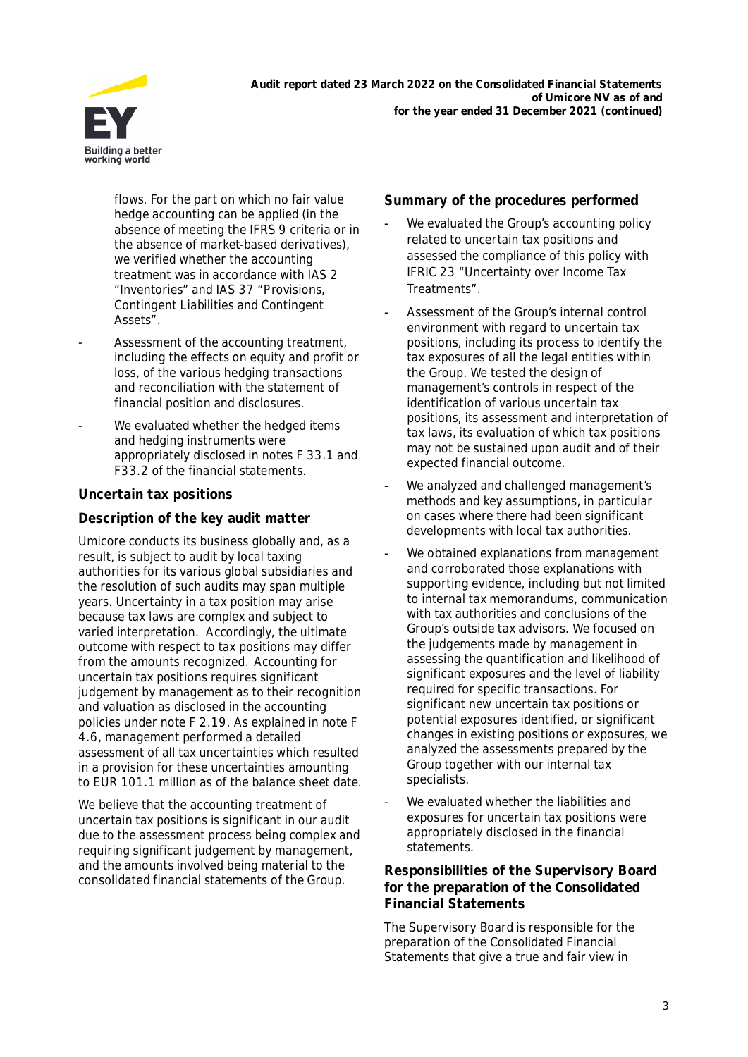flows. For the part on which no fair value hedge accounting can be applied (in the absence of meeting the IFRS 9 criteria or in the absence of market-based derivatives), we verified whether the accounting treatment was in accordance with IAS 2 "Inventories" and IAS 37 "Provisions, Contingent Liabilities and Contingent Assets".

- Assessment of the accounting treatment, including the effects on equity and profit or loss, of the various hedging transactions and reconciliation with the statement of financial position and disclosures.
- We evaluated whether the hedged items and hedging instruments were appropriately disclosed in notes F 33.1 and F33.2 of the financial statements.

### Uncertain tax positions

#### Description of the key audit matter

Umicore conducts its business globally and, as a result, is subject to audit by local taxing authorities for its various global subsidiaries and the resolution of such audits may span multiple years. Uncertainty in a tax position may arise because tax laws are complex and subject to varied interpretation. Accordingly, the ultimate outcome with respect to tax positions may differ from the amounts recognized. Accounting for uncertain tax positions requires significant judgement by management as to their recognition and valuation as disclosed in the accounting policies under note F 2.19. As explained in note F 4.6, management performed a detailed assessment of all tax uncertainties which resulted in a provision for these uncertainties amounting to EUR 101.1 million as of the balance sheet date.

We believe that the accounting treatment of uncertain tax positions is significant in our audit due to the assessment process being complex and requiring significant judgement by management, and the amounts involved being material to the consolidated financial statements of the Group.

#### Summary of the procedures performed

- We evaluated the Group's accounting policy related to uncertain tax positions and assessed the compliance of this policy with IFRIC 23 "Uncertainty over Income Tax Treatments".
- Assessment of the Group's internal control environment with regard to uncertain tax positions, including its process to identify the tax exposures of all the legal entities within the Group. We tested the design of management's controls in respect of the identification of various uncertain tax positions, its assessment and interpretation of tax laws, its evaluation of which tax positions may not be sustained upon audit and of their expected financial outcome.
- We analyzed and challenged management's methods and key assumptions, in particular on cases where there had been significant developments with local tax authorities.
- We obtained explanations from management and corroborated those explanations with supporting evidence, including but not limited to internal tax memorandums, communication with tax authorities and conclusions of the Group's outside tax advisors. We focused on the judgements made by management in assessing the quantification and likelihood of significant exposures and the level of liability required for specific transactions. For significant new uncertain tax positions or potential exposures identified, or significant changes in existing positions or exposures, we analyzed the assessments prepared by the Group together with our internal tax specialists.
- We evaluated whether the liabilities and exposures for uncertain tax positions were appropriately disclosed in the financial statements.

### Responsibilities of the Supervisory Board for the preparation of the Consolidated Financial Statements

The Supervisory Board is responsible for the preparation of the Consolidated Financial Statements that give a true and fair view in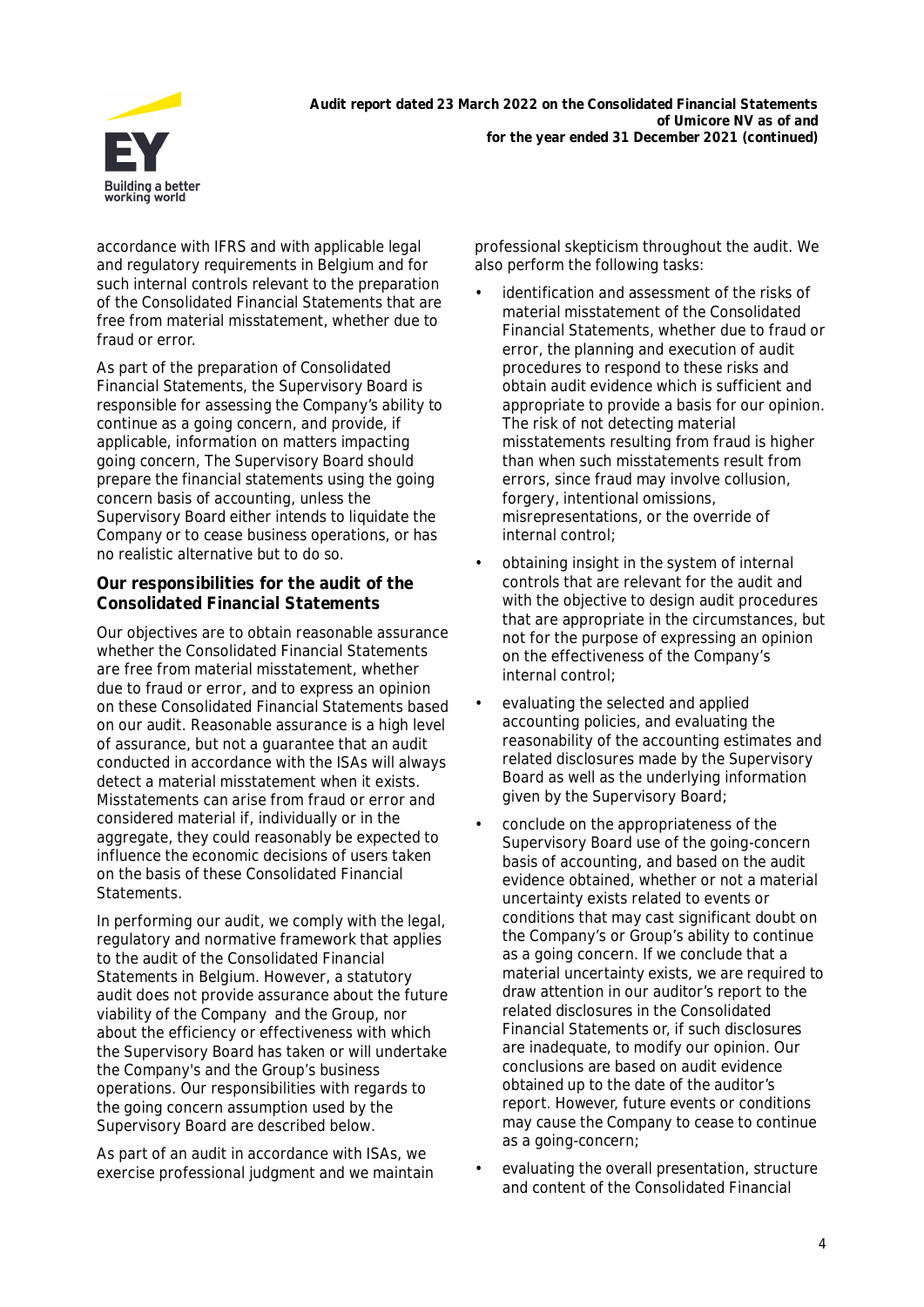accordance with IFRS and with applicable legal and regulatory requirements in Belgium and for such internal controls relevant to the preparation of the Consolidated Financial Statements that are free from material misstatement, whether due to fraud or error.

As part of the preparation of Consolidated Financial Statements, the Supervisory Board is responsible for assessing the Company's ability to continue as a going concern, and provide, if applicable, information on matters impacting going concern, The Supervisory Board should prepare the financial statements using the going concern basis of accounting, unless the Supervisory Board either intends to liquidate the Company or to cease business operations, or has no realistic alternative but to do so.

**Our responsibilities for the audit of the Consolidated Financial Statements**

Our objectives are to obtain reasonable assurance whether the Consolidated Financial Statements are free from material misstatement, whether due to fraud or error, and to express an opinion on these Consolidated Financial Statements based on our audit. Reasonable assurance is a high level of assurance, but not a guarantee that an audit conducted in accordance with the ISAs will always detect a material misstatement when it exists. Misstatements can arise from fraud or error and considered material if, individually or in the aggregate, they could reasonably be expected to influence the economic decisions of users taken on the basis of these Consolidated Financial Statements.

In performing our audit, we comply with the legal, regulatory and normative framework that applies to the audit of the Consolidated Financial Statements in Belgium. However, a statutory audit does not provide assurance about the future viability of the Company and the Group, nor about the efficiency or effectiveness with which the Supervisory Board has taken or will undertake the Company's and the Group's business operations. Our responsibilities with regards to the going concern assumption used by the Supervisory Board are described below.

As part of an audit in accordance with ISAs, we exercise professional judgment and we maintain professional skepticism throughout the audit. We also perform the following tasks:

- identification and assessment of the risks of material misstatement of the Consolidated Financial Statements, whether due to fraud or error, the planning and execution of audit procedures to respond to these risks and obtain audit evidence which is sufficient and appropriate to provide a basis for our opinion. The risk of not detecting material misstatements resulting from fraud is higher than when such misstatements result from errors, since fraud may involve collusion, forgery, intentional omissions, misrepresentations, or the override of internal control;
- obtaining insight in the system of internal controls that are relevant for the audit and with the objective to design audit procedures that are appropriate in the circumstances, but not for the purpose of expressing an opinion on the effectiveness of the Company's internal control;
- evaluating the selected and applied accounting policies, and evaluating the reasonability of the accounting estimates and related disclosures made by the Supervisory Board as well as the underlying information given by the Supervisory Board;
- conclude on the appropriateness of the Supervisory Board use of the going-concern basis of accounting, and based on the audit evidence obtained, whether or not a material uncertainty exists related to events or conditions that may cast significant doubt on the Company's or Group's ability to continue as a going concern. If we conclude that a material uncertainty exists, we are required to draw attention in our auditor's report to the related disclosures in the Consolidated Financial Statements or, if such disclosures are inadequate, to modify our opinion. Our conclusions are based on audit evidence obtained up to the date of the auditor's report. However, future events or conditions may cause the Company to cease to continue as a going-concern;
- evaluating the overall presentation, structure and content of the Consolidated Financial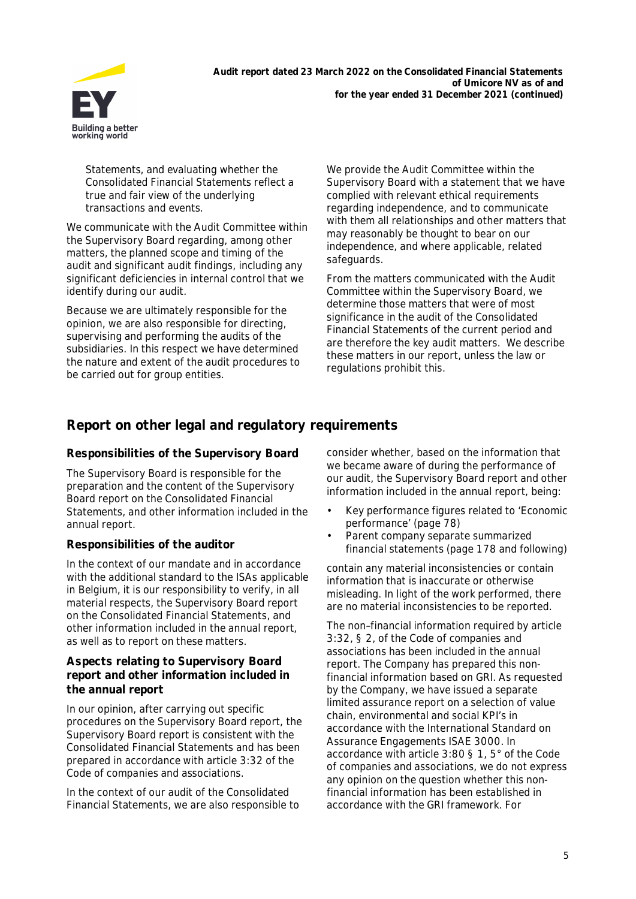Statements, and evaluating whether the Consolidated Financial Statements reflect a true and fair view of the underlying transactions and events.

We communicate with the Audit Committee within the Supervisory Board regarding, among other matters, the planned scope and timing of the audit and significant audit findings, including any significant deficiencies in internal control that we identify during our audit.

Because we are ultimately responsible for the opinion, we are also responsible for directing, supervising and performing the audits of the subsidiaries. In this respect we have determined the nature and extent of the audit procedures to be carried out for group entities.

We provide the Audit Committee within the Supervisory Board with a statement that we have complied with relevant ethical requirements regarding independence, and to communicate with them all relationships and other matters that may reasonably be thought to bear on our independence, and where applicable, related safeguards.

From the matters communicated with the Audit Committee within the Supervisory Board, we determine those matters that were of most significance in the audit of the Consolidated Financial Statements of the current period and are therefore the key audit matters. We describe these matters in our report, unless the law or regulations prohibit this.

## Report on other legal and regulatory requirements

### Responsibilities of the Supervisory Board

The Supervisory Board is responsible for the preparation and the content of the Supervisory Board report on the Consolidated Financial Statements, and other information included in the annual report.

### Responsibilities of the auditor

In the context of our mandate and in accordance with the additional standard to the ISAs applicable in Belgium, it is our responsibility to verify, in all material respects, the Supervisory Board report on the Consolidated Financial Statements, and other information included in the annual report, as well as to report on these matters.

### Aspects relating to Supervisory Board report and other information included in the annual report

In our opinion, after carrying out specific procedures on the Supervisory Board report, the Supervisory Board report is consistent with the Consolidated Financial Statements and has been prepared in accordance with article 3:32 of the Code of companies and associations.

In the context of our audit of the Consolidated Financial Statements, we are also responsible to consider whether, based on the information that we became aware of during the performance of our audit, the Supervisory Board report and other information included in the annual report, being:

- Key performance figures related to 'Economic performance' (page 78)
- Parent company separate summarized financial statements (page 178 and following)

contain any material inconsistencies or contain information that is inaccurate or otherwise misleading. In light of the work performed, there are no material inconsistencies to be reported.

The non–financial information required by article 3:32, § 2, of the Code of companies and associations has been included in the annual report. The Company has prepared this non-financial information based on GRI. As requested by the Company, we have issued a separate limited assurance report on a selection of value chain, environmental and social KPI's in accordance with the International Standard on Assurance Engagements ISAE 3000. In accordance with article 3:80 § 1, 5° of the Code of companies and associations, we do not express any opinion on the question whether this non-financial information has been established in accordance with the GRI framework. For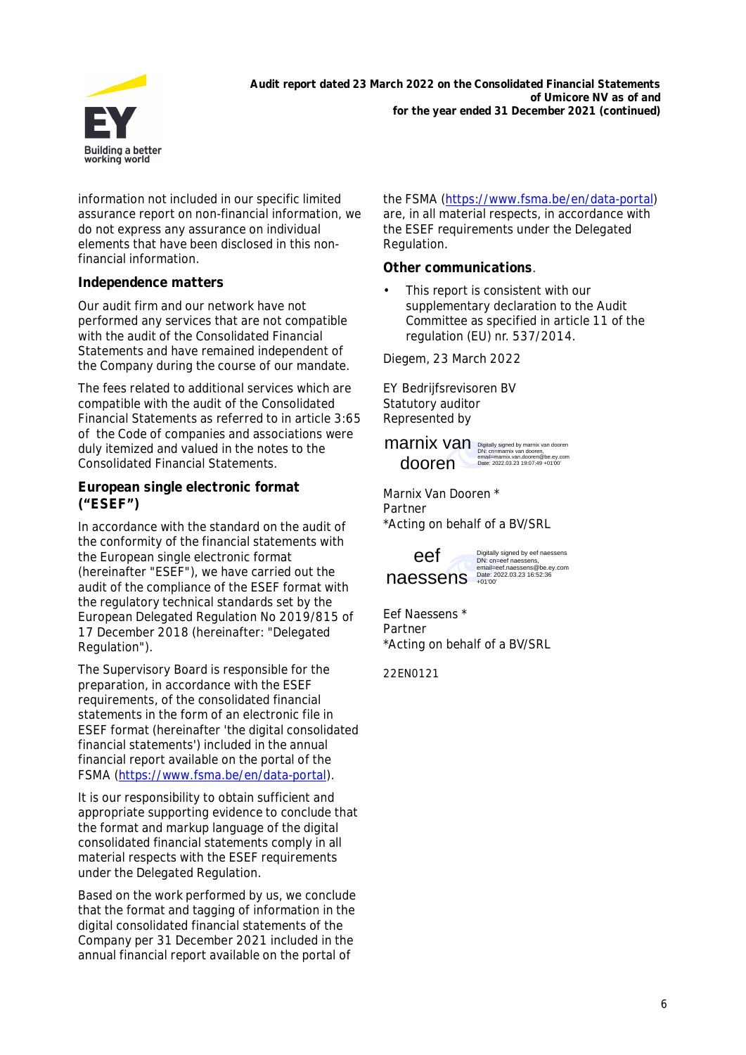information not included in our specific limited assurance report on non-financial information, we do not express any assurance on individual elements that have been disclosed in this non-financial information.

### Independence matters

Our audit firm and our network have not performed any services that are not compatible with the audit of the Consolidated Financial Statements and have remained independent of the Company during the course of our mandate.

The fees related to additional services which are compatible with the audit of the Consolidated Financial Statements as referred to in article 3:65 of the Code of companies and associations were duly itemized and valued in the notes to the Consolidated Financial Statements.

### European single electronic format ("ESEF")

In accordance with the standard on the audit of the conformity of the financial statements with the European single electronic format (hereinafter "ESEF"), we have carried out the audit of the compliance of the ESEF format with the regulatory technical standards set by the European Delegated Regulation No 2019/815 of 17 December 2018 (hereinafter: "Delegated Regulation").

The Supervisory Board is responsible for the preparation, in accordance with the ESEF requirements, of the consolidated financial statements in the form of an electronic file in ESEF format (hereinafter 'the digital consolidated financial statements') included in the annual financial report available on the portal of the FSMA (https://www.fsma.be/en/data-portal).

It is our responsibility to obtain sufficient and appropriate supporting evidence to conclude that the format and markup language of the digital consolidated financial statements comply in all material respects with the ESEF requirements under the Delegated Regulation.

Based on the work performed by us, we conclude that the format and tagging of information in the digital consolidated financial statements of the Company per 31 December 2021 included in the annual financial report available on the portal of the FSMA (https://www.fsma.be/en/data-portal) are, in all material respects, in accordance with the ESEF requirements under the Delegated Regulation.

### Other communications.

- This report is consistent with our supplementary declaration to the Audit Committee as specified in article 11 of the regulation (EU) nr. 537/2014.

Diegem, 23 March 2022

EY Bedrijfsrevisoren BV
Statutory auditor
Represented by

marnix van dooren
Digitally signed by marnix van dooren
DN: cn=marnix van dooren, email=marnix.van.dooren@be.ey.com
Date: 2022.03.23 19:07:49 +01'00'

Marnix Van Dooren *
Partner
*Acting on behalf of a BV/SRL

eef naessens
Digitally signed by eef naessens
DN: cn=eef naessens, email=eef.naessens@be.ey.com
Date: 2022.03.23 16:52:36 +01'00'

Eef Naessens *
Partner
*Acting on behalf of a BV/SRL

22EN0121